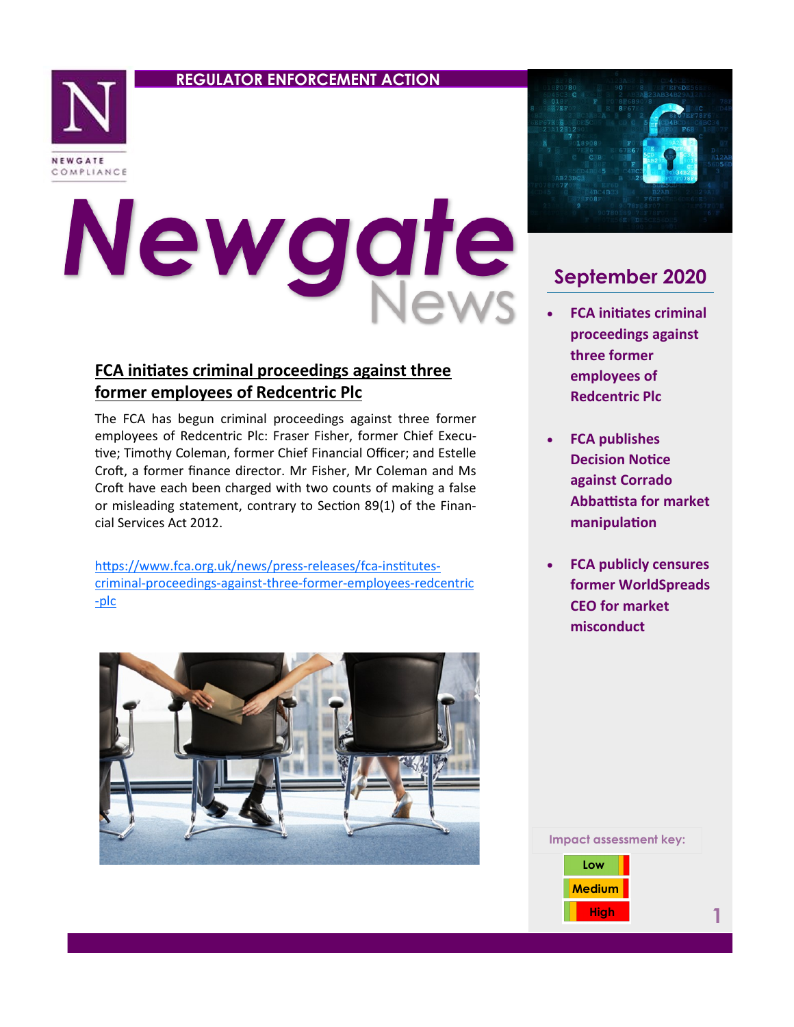# REGULATOR ENFORCEMENT ACTION

NEWGATE COMPLIANCE

# Newgate News

## September 2020

- FCA initiates criminal proceedings against three former employees of Redcentric Plc
- FCA publishes Decision Notice against Corrado Abbattista for market manipulation
- FCA publicly censures former WorldSpreads CEO for market misconduct

## FCA initiates criminal proceedings against three former employees of Redcentric Plc

The FCA has begun criminal proceedings against three former employees of Redcentric Plc: Fraser Fisher, former Chief Executive; Timothy Coleman, former Chief Financial Officer; and Estelle Croft, a former finance director. Mr Fisher, Mr Coleman and Ms Croft have each been charged with two counts of making a false or misleading statement, contrary to Section 89(1) of the Financial Services Act 2012.

https://www.fca.org.uk/news/press-releases/fca-institutes-criminal-proceedings-against-three-former-employees-redcentric-plc

Impact assessment key:

- Low
- Medium
- High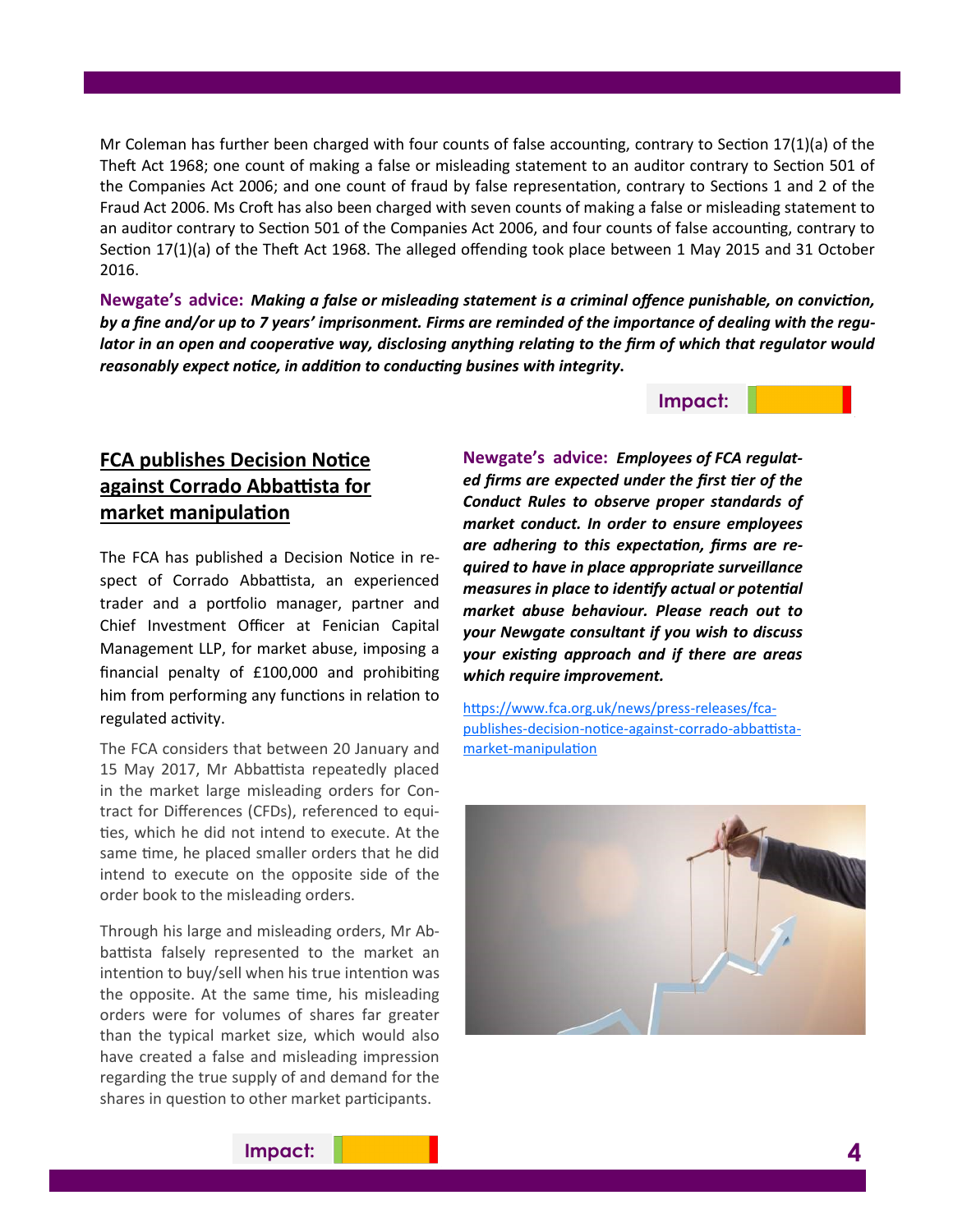Mr Coleman has further been charged with four counts of false accounting, contrary to Section 17(1)(a) of the Theft Act 1968; one count of making a false or misleading statement to an auditor contrary to Section 501 of the Companies Act 2006; and one count of fraud by false representation, contrary to Sections 1 and 2 of the Fraud Act 2006. Ms Croft has also been charged with seven counts of making a false or misleading statement to an auditor contrary to Section 501 of the Companies Act 2006, and four counts of false accounting, contrary to Section 17(1)(a) of the Theft Act 1968. The alleged offending took place between 1 May 2015 and 31 October 2016.

**Newgate's advice:** ***Making a false or misleading statement is a criminal offence punishable, on conviction, by a fine and/or up to 7 years' imprisonment. Firms are reminded of the importance of dealing with the regulator in an open and cooperative way, disclosing anything relating to the firm of which that regulator would reasonably expect notice, in addition to conducting busines with integrity.***

**Impact:**

## FCA publishes Decision Notice against Corrado Abbattista for market manipulation

The FCA has published a Decision Notice in respect of Corrado Abbattista, an experienced trader and a portfolio manager, partner and Chief Investment Officer at Fenician Capital Management LLP, for market abuse, imposing a financial penalty of £100,000 and prohibiting him from performing any functions in relation to regulated activity.

The FCA considers that between 20 January and 15 May 2017, Mr Abbattista repeatedly placed in the market large misleading orders for Contract for Differences (CFDs), referenced to equities, which he did not intend to execute. At the same time, he placed smaller orders that he did intend to execute on the opposite side of the order book to the misleading orders.

Through his large and misleading orders, Mr Abbattista falsely represented to the market an intention to buy/sell when his true intention was the opposite. At the same time, his misleading orders were for volumes of shares far greater than the typical market size, which would also have created a false and misleading impression regarding the true supply of and demand for the shares in question to other market participants.

**Newgate's advice:** ***Employees of FCA regulated firms are expected under the first tier of the Conduct Rules to observe proper standards of market conduct. In order to ensure employees are adhering to this expectation, firms are required to have in place appropriate surveillance measures in place to identify actual or potential market abuse behaviour. Please reach out to your Newgate consultant if you wish to discuss your existing approach and if there are areas which require improvement.***

https://www.fca.org.uk/news/press-releases/fca-publishes-decision-notice-against-corrado-abbattista-market-manipulation

**Impact:**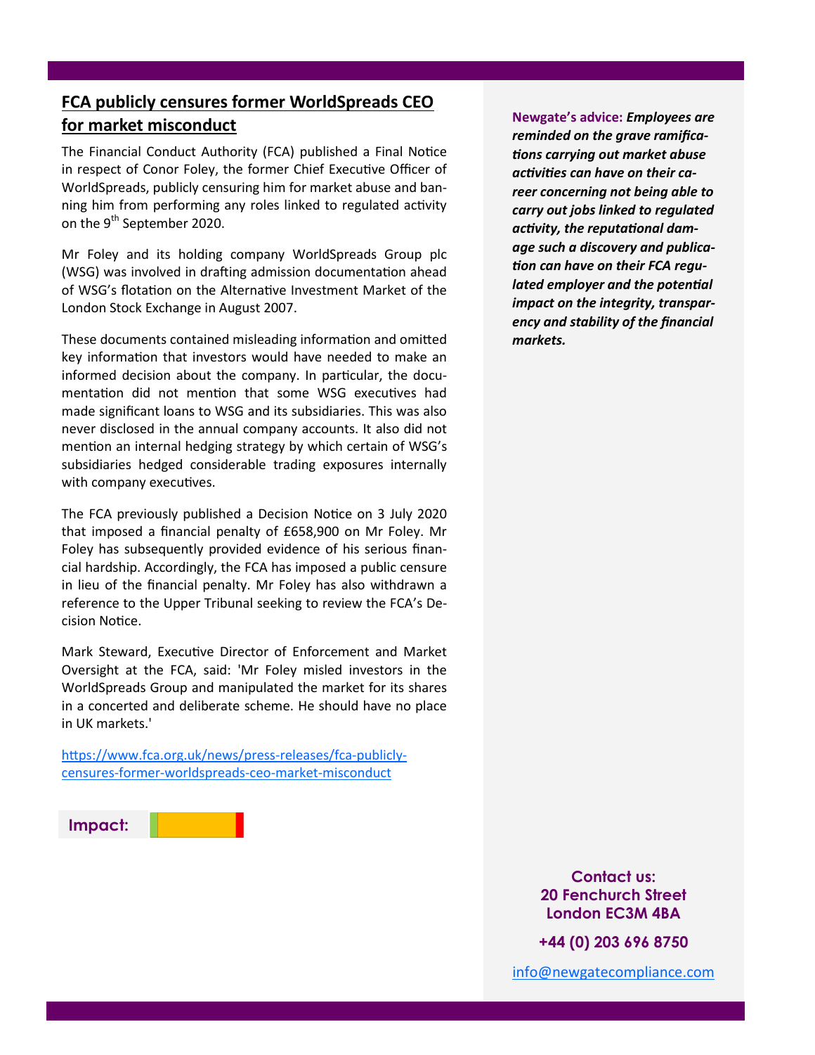## FCA publicly censures former WorldSpreads CEO for market misconduct

The Financial Conduct Authority (FCA) published a Final Notice in respect of Conor Foley, the former Chief Executive Officer of WorldSpreads, publicly censuring him for market abuse and banning him from performing any roles linked to regulated activity on the 9th September 2020.

Mr Foley and its holding company WorldSpreads Group plc (WSG) was involved in drafting admission documentation ahead of WSG's flotation on the Alternative Investment Market of the London Stock Exchange in August 2007.

These documents contained misleading information and omitted key information that investors would have needed to make an informed decision about the company. In particular, the documentation did not mention that some WSG executives had made significant loans to WSG and its subsidiaries. This was also never disclosed in the annual company accounts. It also did not mention an internal hedging strategy by which certain of WSG's subsidiaries hedged considerable trading exposures internally with company executives.

The FCA previously published a Decision Notice on 3 July 2020 that imposed a financial penalty of £658,900 on Mr Foley. Mr Foley has subsequently provided evidence of his serious financial hardship. Accordingly, the FCA has imposed a public censure in lieu of the financial penalty. Mr Foley has also withdrawn a reference to the Upper Tribunal seeking to review the FCA's Decision Notice.

Mark Steward, Executive Director of Enforcement and Market Oversight at the FCA, said: 'Mr Foley misled investors in the WorldSpreads Group and manipulated the market for its shares in a concerted and deliberate scheme. He should have no place in UK markets.'

https://www.fca.org.uk/news/press-releases/fca-publicly-censures-former-worldspreads-ceo-market-misconduct

**Impact:**

**Newgate's advice:** ***Employees are reminded on the grave ramifications carrying out market abuse activities can have on their career concerning not being able to carry out jobs linked to regulated activity, the reputational damage such a discovery and publication can have on their FCA regulated employer and the potential impact on the integrity, transparency and stability of the financial markets.***

**Contact us:**
**20 Fenchurch Street**
**London EC3M 4BA**

**+44 (0) 203 696 8750**

info@newgatecompliance.com